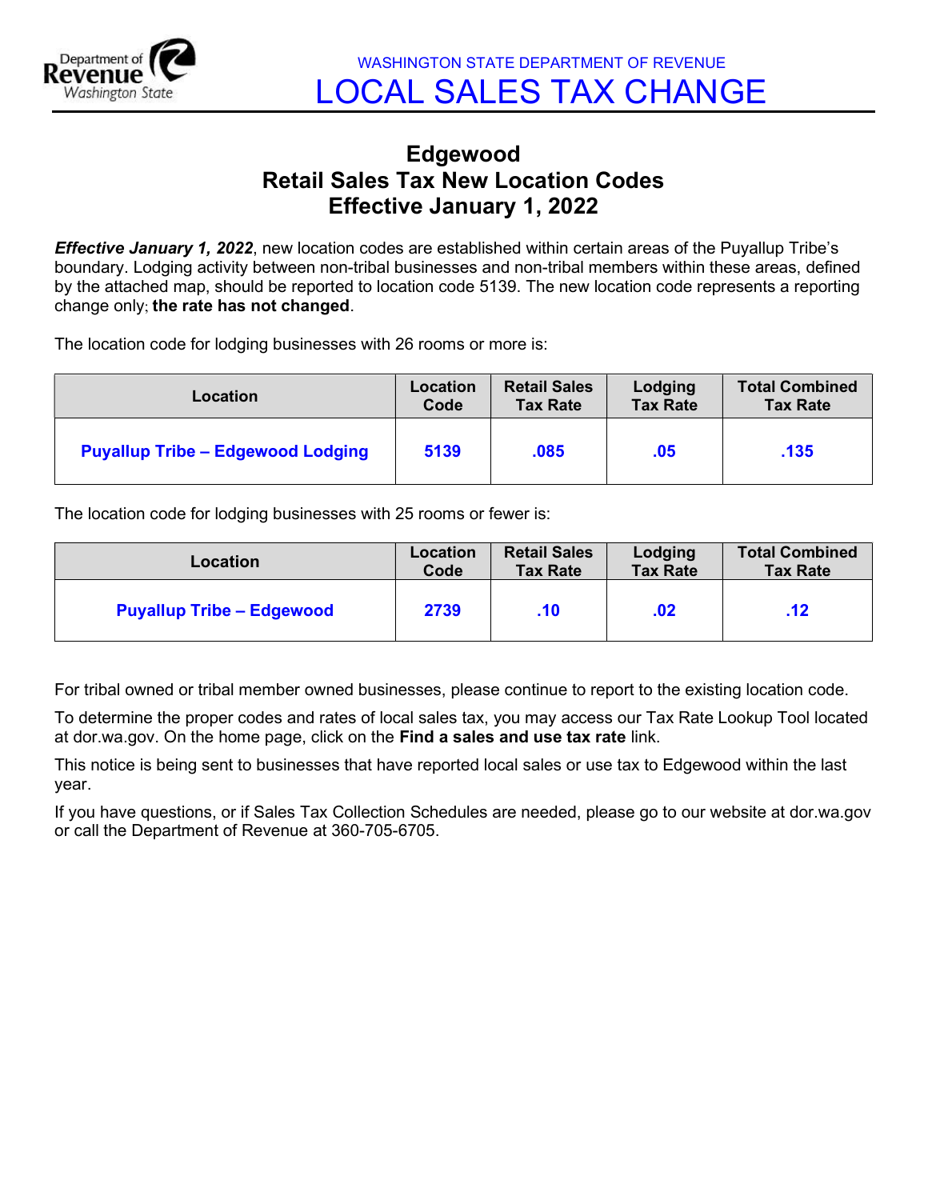WASHINGTON STATE DEPARTMENT OF REVENUE

# LOCAL SALES TAX CHANGE

## Edgewood
## Retail Sales Tax New Location Codes
## Effective January 1, 2022

***Effective January 1, 2022***, new location codes are established within certain areas of the Puyallup Tribe's boundary. Lodging activity between non-tribal businesses and non-tribal members within these areas, defined by the attached map, should be reported to location code 5139. The new location code represents a reporting change only; **the rate has not changed**.

The location code for lodging businesses with 26 rooms or more is:

| Location | Location Code | Retail Sales Tax Rate | Lodging Tax Rate | Total Combined Tax Rate |
|---|---|---|---|---|
| **Puyallup Tribe – Edgewood Lodging** | **5139** | **.085** | **.05** | **.135** |

The location code for lodging businesses with 25 rooms or fewer is:

| Location | Location Code | Retail Sales Tax Rate | Lodging Tax Rate | Total Combined Tax Rate |
|---|---|---|---|---|
| **Puyallup Tribe – Edgewood** | **2739** | **.10** | **.02** | **.12** |

For tribal owned or tribal member owned businesses, please continue to report to the existing location code.

To determine the proper codes and rates of local sales tax, you may access our Tax Rate Lookup Tool located at dor.wa.gov. On the home page, click on the **Find a sales and use tax rate** link.

This notice is being sent to businesses that have reported local sales or use tax to Edgewood within the last year.

If you have questions, or if Sales Tax Collection Schedules are needed, please go to our website at dor.wa.gov or call the Department of Revenue at 360-705-6705.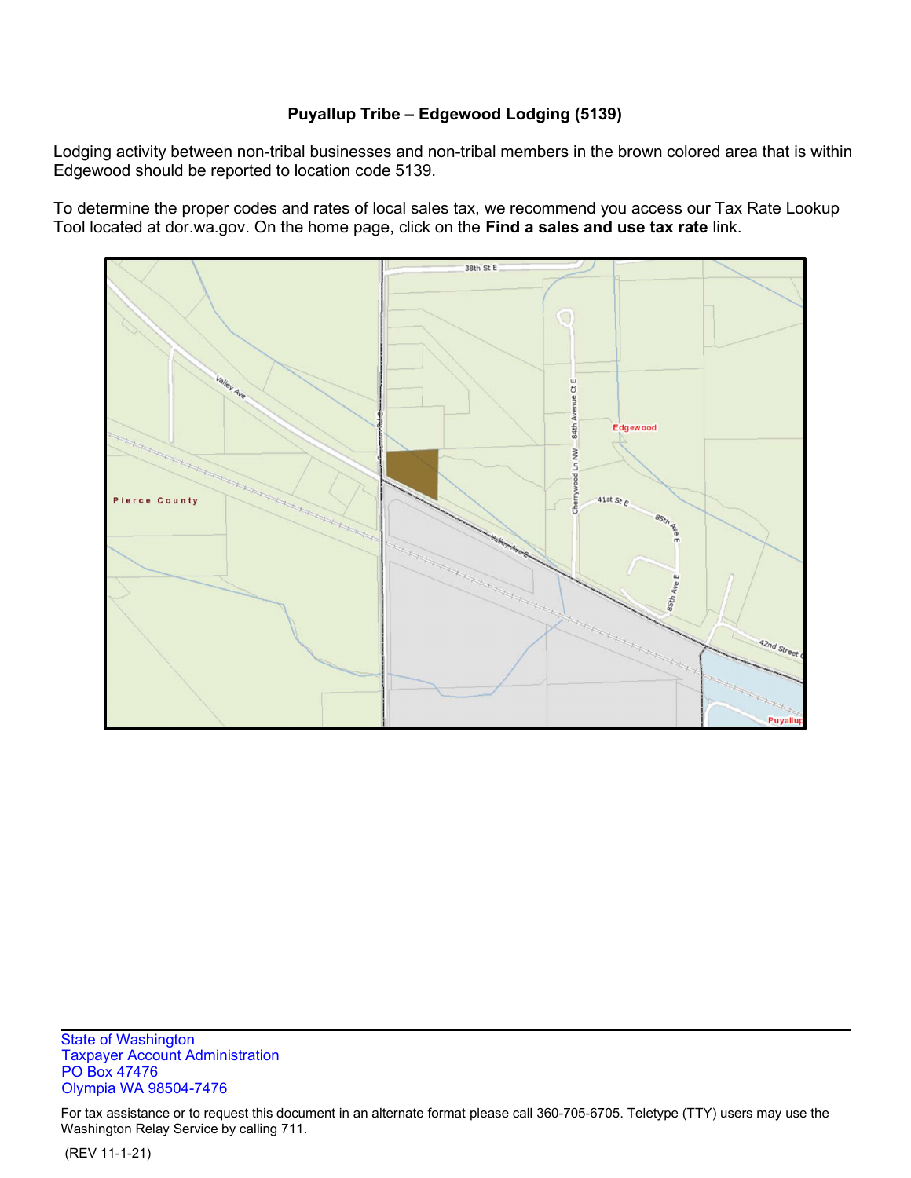**Puyallup Tribe – Edgewood Lodging (5139)**

Lodging activity between non-tribal businesses and non-tribal members in the brown colored area that is within Edgewood should be reported to location code 5139.

To determine the proper codes and rates of local sales tax, we recommend you access our Tax Rate Lookup Tool located at dor.wa.gov. On the home page, click on the **Find a sales and use tax rate** link.

38th St E
Valley Ave
84th Avenue Ct E
Cherrywood Ln NW
Edgewood
Pierce County
41st St E
85th Ave E
85th Ave E
Valley Ave E
42nd Street
Puyallup

State of Washington
Taxpayer Account Administration
PO Box 47476
Olympia WA 98504-7476

For tax assistance or to request this document in an alternate format please call 360-705-6705. Teletype (TTY) users may use the Washington Relay Service by calling 711.

(REV 11-1-21)